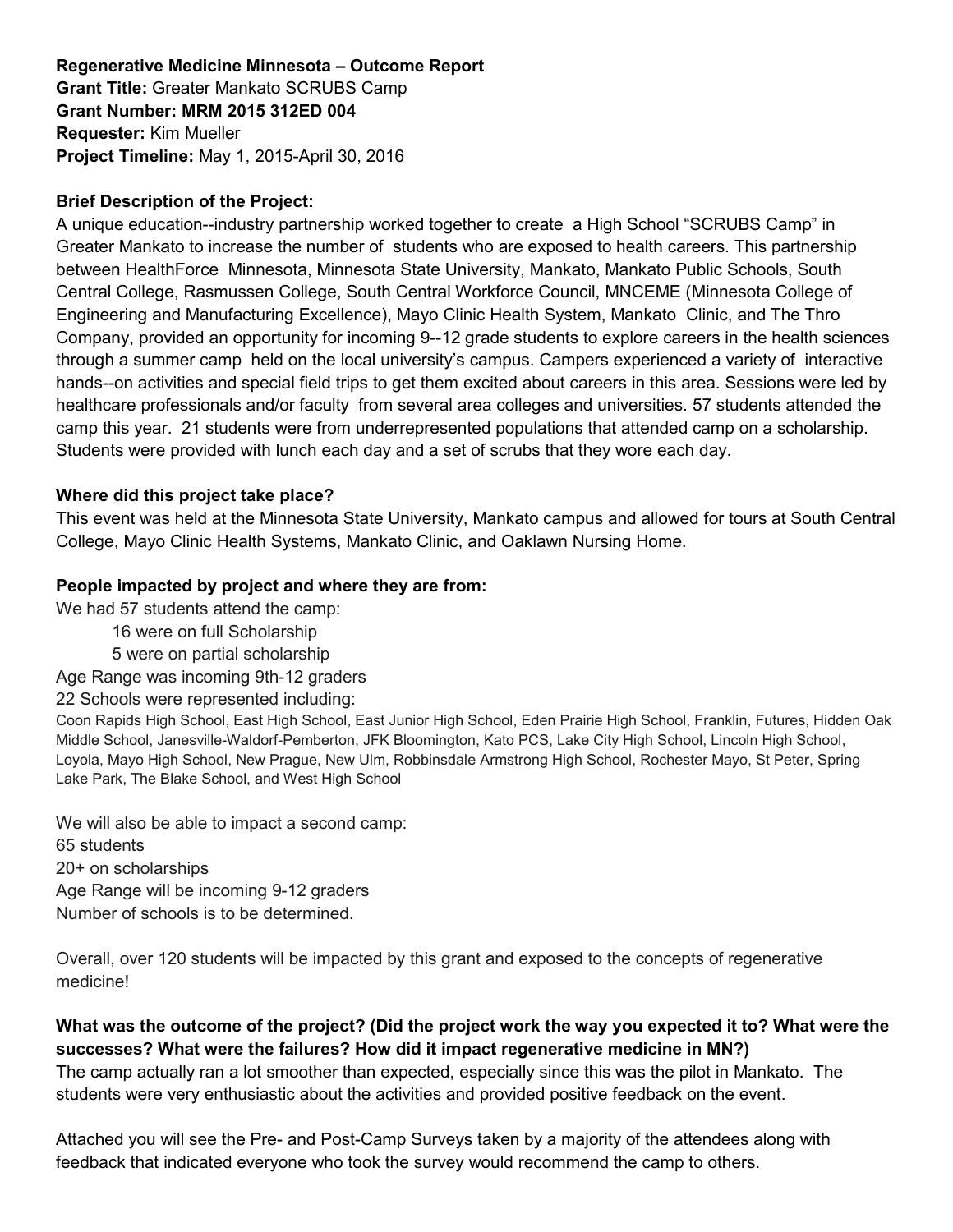**Regenerative Medicine Minnesota – Outcome Report**
**Grant Title:** Greater Mankato SCRUBS Camp
**Grant Number: MRM 2015 312ED 004**
**Requester:** Kim Mueller
**Project Timeline:** May 1, 2015-April 30, 2016

**Brief Description of the Project:**
A unique education--industry partnership worked together to create a High School "SCRUBS Camp" in Greater Mankato to increase the number of students who are exposed to health careers. This partnership between HealthForce Minnesota, Minnesota State University, Mankato, Mankato Public Schools, South Central College, Rasmussen College, South Central Workforce Council, MNCEME (Minnesota College of Engineering and Manufacturing Excellence), Mayo Clinic Health System, Mankato Clinic, and The Thro Company, provided an opportunity for incoming 9--12 grade students to explore careers in the health sciences through a summer camp held on the local university's campus. Campers experienced a variety of interactive hands--on activities and special field trips to get them excited about careers in this area. Sessions were led by healthcare professionals and/or faculty from several area colleges and universities. 57 students attended the camp this year. 21 students were from underrepresented populations that attended camp on a scholarship. Students were provided with lunch each day and a set of scrubs that they wore each day.

**Where did this project take place?**
This event was held at the Minnesota State University, Mankato campus and allowed for tours at South Central College, Mayo Clinic Health Systems, Mankato Clinic, and Oaklawn Nursing Home.

**People impacted by project and where they are from:**
We had 57 students attend the camp:

- 16 were on full Scholarship
- 5 were on partial scholarship

Age Range was incoming 9th-12 graders
22 Schools were represented including:
Coon Rapids High School, East High School, East Junior High School, Eden Prairie High School, Franklin, Futures, Hidden Oak Middle School, Janesville-Waldorf-Pemberton, JFK Bloomington, Kato PCS, Lake City High School, Lincoln High School, Loyola, Mayo High School, New Prague, New Ulm, Robbinsdale Armstrong High School, Rochester Mayo, St Peter, Spring Lake Park, The Blake School, and West High School

We will also be able to impact a second camp:
65 students
20+ on scholarships
Age Range will be incoming 9-12 graders
Number of schools is to be determined.

Overall, over 120 students will be impacted by this grant and exposed to the concepts of regenerative medicine!

**What was the outcome of the project? (Did the project work the way you expected it to? What were the successes? What were the failures? How did it impact regenerative medicine in MN?)**
The camp actually ran a lot smoother than expected, especially since this was the pilot in Mankato. The students were very enthusiastic about the activities and provided positive feedback on the event.

Attached you will see the Pre- and Post-Camp Surveys taken by a majority of the attendees along with feedback that indicated everyone who took the survey would recommend the camp to others.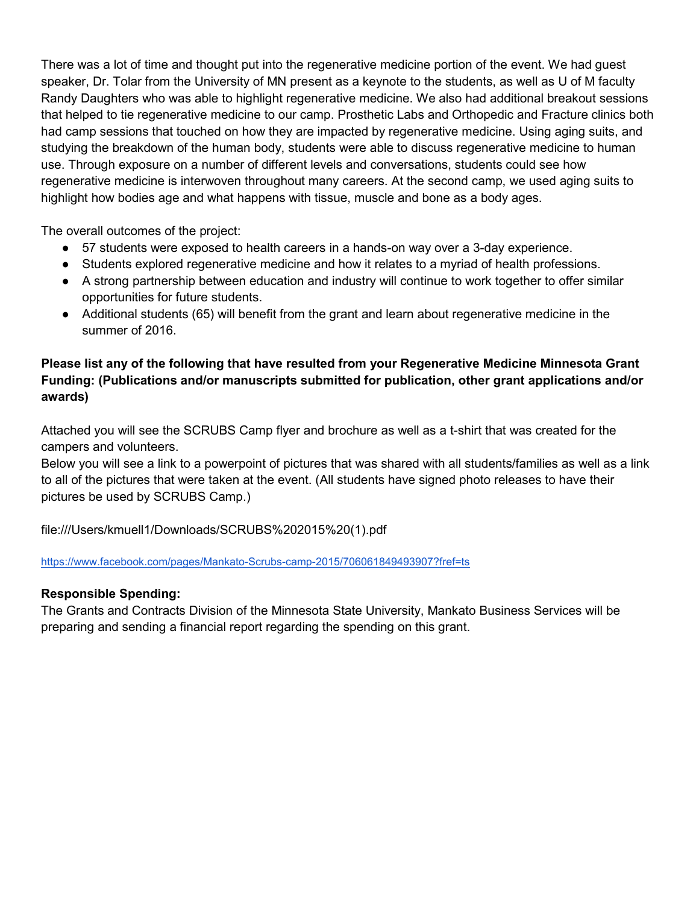There was a lot of time and thought put into the regenerative medicine portion of the event. We had guest speaker, Dr. Tolar from the University of MN present as a keynote to the students, as well as U of M faculty Randy Daughters who was able to highlight regenerative medicine. We also had additional breakout sessions that helped to tie regenerative medicine to our camp. Prosthetic Labs and Orthopedic and Fracture clinics both had camp sessions that touched on how they are impacted by regenerative medicine. Using aging suits, and studying the breakdown of the human body, students were able to discuss regenerative medicine to human use. Through exposure on a number of different levels and conversations, students could see how regenerative medicine is interwoven throughout many careers. At the second camp, we used aging suits to highlight how bodies age and what happens with tissue, muscle and bone as a body ages.

The overall outcomes of the project:

- 57 students were exposed to health careers in a hands-on way over a 3-day experience.
- Students explored regenerative medicine and how it relates to a myriad of health professions.
- A strong partnership between education and industry will continue to work together to offer similar opportunities for future students.
- Additional students (65) will benefit from the grant and learn about regenerative medicine in the summer of 2016.

**Please list any of the following that have resulted from your Regenerative Medicine Minnesota Grant Funding: (Publications and/or manuscripts submitted for publication, other grant applications and/or awards)**

Attached you will see the SCRUBS Camp flyer and brochure as well as a t-shirt that was created for the campers and volunteers.
Below you will see a link to a powerpoint of pictures that was shared with all students/families as well as a link to all of the pictures that were taken at the event. (All students have signed photo releases to have their pictures be used by SCRUBS Camp.)

file:///Users/kmuell1/Downloads/SCRUBS%202015%20(1).pdf

https://www.facebook.com/pages/Mankato-Scrubs-camp-2015/706061849493907?fref=ts

**Responsible Spending:**
The Grants and Contracts Division of the Minnesota State University, Mankato Business Services will be preparing and sending a financial report regarding the spending on this grant.